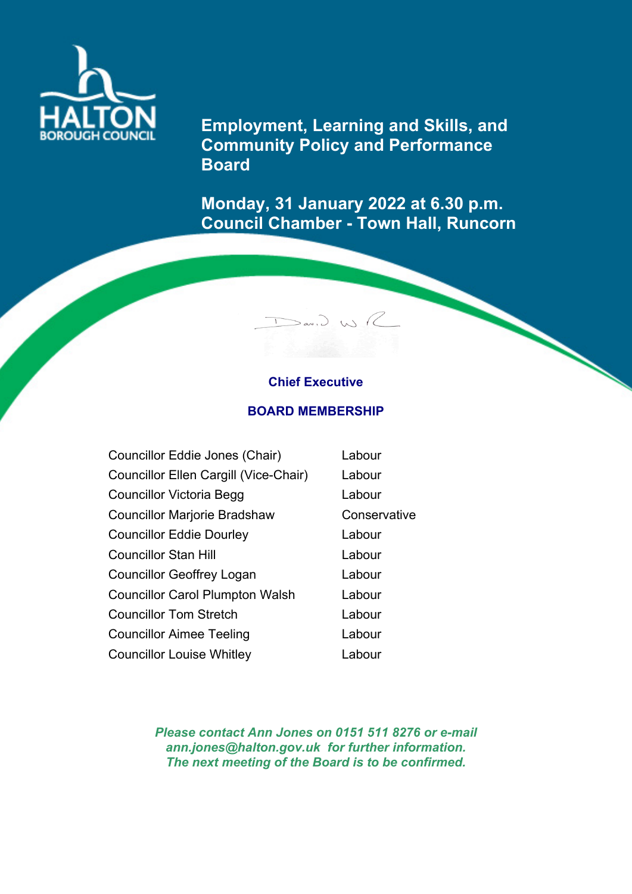HALTON BOROUGH COUNCIL

# Employment, Learning and Skills, and Community Policy and Performance Board

**Monday, 31 January 2022 at 6.30 p.m.**
**Council Chamber - Town Hall, Runcorn**

**Chief Executive**

## BOARD MEMBERSHIP

| | |
|---|---|
| Councillor Eddie Jones (Chair) | Labour |
| Councillor Ellen Cargill (Vice-Chair) | Labour |
| Councillor Victoria Begg | Labour |
| Councillor Marjorie Bradshaw | Conservative |
| Councillor Eddie Dourley | Labour |
| Councillor Stan Hill | Labour |
| Councillor Geoffrey Logan | Labour |
| Councillor Carol Plumpton Walsh | Labour |
| Councillor Tom Stretch | Labour |
| Councillor Aimee Teeling | Labour |
| Councillor Louise Whitley | Labour |

***Please contact Ann Jones on 0151 511 8276 or e-mail ann.jones@halton.gov.uk for further information.***
***The next meeting of the Board is to be confirmed.***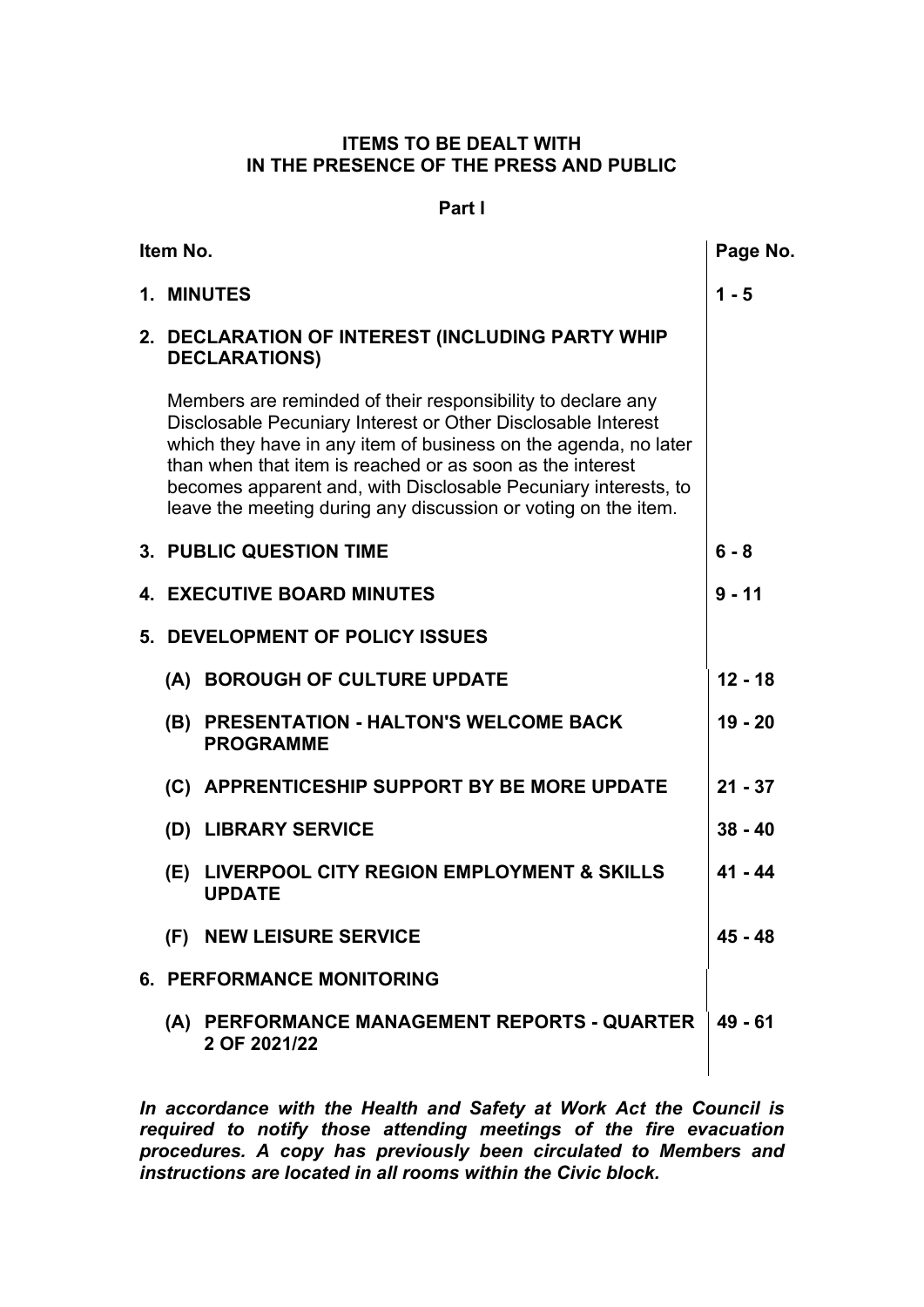## ITEMS TO BE DEALT WITH IN THE PRESENCE OF THE PRESS AND PUBLIC

**Part I**

| Item No. | Page No. |
|---|---|
| **1. MINUTES** | **1 - 5** |
| **2. DECLARATION OF INTEREST (INCLUDING PARTY WHIP DECLARATIONS)** | |
| Members are reminded of their responsibility to declare any Disclosable Pecuniary Interest or Other Disclosable Interest which they have in any item of business on the agenda, no later than when that item is reached or as soon as the interest becomes apparent and, with Disclosable Pecuniary interests, to leave the meeting during any discussion or voting on the item. | |
| **3. PUBLIC QUESTION TIME** | **6 - 8** |
| **4. EXECUTIVE BOARD MINUTES** | **9 - 11** |
| **5. DEVELOPMENT OF POLICY ISSUES** | |
| **(A) BOROUGH OF CULTURE UPDATE** | **12 - 18** |
| **(B) PRESENTATION - HALTON'S WELCOME BACK PROGRAMME** | **19 - 20** |
| **(C) APPRENTICESHIP SUPPORT BY BE MORE UPDATE** | **21 - 37** |
| **(D) LIBRARY SERVICE** | **38 - 40** |
| **(E) LIVERPOOL CITY REGION EMPLOYMENT & SKILLS UPDATE** | **41 - 44** |
| **(F) NEW LEISURE SERVICE** | **45 - 48** |
| **6. PERFORMANCE MONITORING** | |
| **(A) PERFORMANCE MANAGEMENT REPORTS - QUARTER 2 OF 2021/22** | **49 - 61** |

***In accordance with the Health and Safety at Work Act the Council is required to notify those attending meetings of the fire evacuation procedures. A copy has previously been circulated to Members and instructions are located in all rooms within the Civic block.***